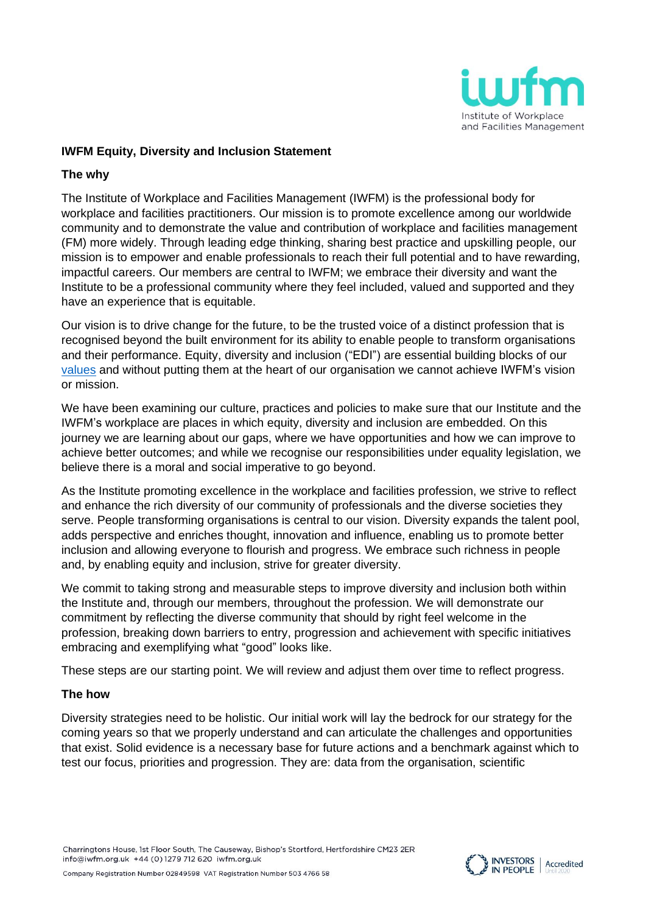**IWFM Equity, Diversity and Inclusion Statement**

**The why**

The Institute of Workplace and Facilities Management (IWFM) is the professional body for workplace and facilities practitioners. Our mission is to promote excellence among our worldwide community and to demonstrate the value and contribution of workplace and facilities management (FM) more widely. Through leading edge thinking, sharing best practice and upskilling people, our mission is to empower and enable professionals to reach their full potential and to have rewarding, impactful careers. Our members are central to IWFM; we embrace their diversity and want the Institute to be a professional community where they feel included, valued and supported and they have an experience that is equitable.

Our vision is to drive change for the future, to be the trusted voice of a distinct profession that is recognised beyond the built environment for its ability to enable people to transform organisations and their performance. Equity, diversity and inclusion ("EDI") are essential building blocks of our values and without putting them at the heart of our organisation we cannot achieve IWFM's vision or mission.

We have been examining our culture, practices and policies to make sure that our Institute and the IWFM's workplace are places in which equity, diversity and inclusion are embedded. On this journey we are learning about our gaps, where we have opportunities and how we can improve to achieve better outcomes; and while we recognise our responsibilities under equality legislation, we believe there is a moral and social imperative to go beyond.

As the Institute promoting excellence in the workplace and facilities profession, we strive to reflect and enhance the rich diversity of our community of professionals and the diverse societies they serve. People transforming organisations is central to our vision. Diversity expands the talent pool, adds perspective and enriches thought, innovation and influence, enabling us to promote better inclusion and allowing everyone to flourish and progress. We embrace such richness in people and, by enabling equity and inclusion, strive for greater diversity.

We commit to taking strong and measurable steps to improve diversity and inclusion both within the Institute and, through our members, throughout the profession. We will demonstrate our commitment by reflecting the diverse community that should by right feel welcome in the profession, breaking down barriers to entry, progression and achievement with specific initiatives embracing and exemplifying what "good" looks like.

These steps are our starting point. We will review and adjust them over time to reflect progress.

**The how**

Diversity strategies need to be holistic. Our initial work will lay the bedrock for our strategy for the coming years so that we properly understand and can articulate the challenges and opportunities that exist. Solid evidence is a necessary base for future actions and a benchmark against which to test our focus, priorities and progression. They are: data from the organisation, scientific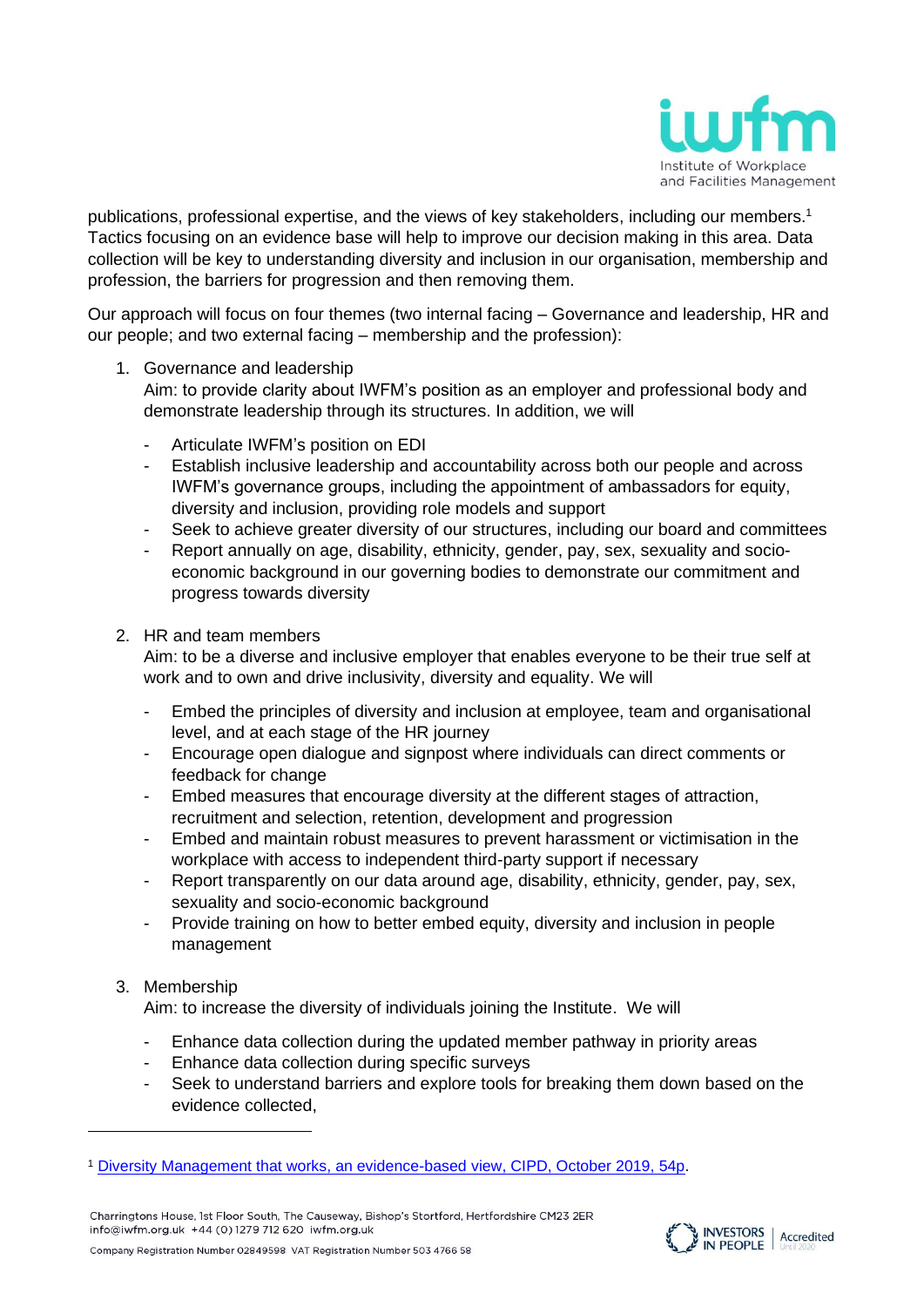publications, professional expertise, and the views of key stakeholders, including our members.[1] Tactics focusing on an evidence base will help to improve our decision making in this area. Data collection will be key to understanding diversity and inclusion in our organisation, membership and profession, the barriers for progression and then removing them.

Our approach will focus on four themes (two internal facing – Governance and leadership, HR and our people; and two external facing – membership and the profession):

1. Governance and leadership
   Aim: to provide clarity about IWFM's position as an employer and professional body and demonstrate leadership through its structures. In addition, we will

   - Articulate IWFM's position on EDI
   - Establish inclusive leadership and accountability across both our people and across IWFM's governance groups, including the appointment of ambassadors for equity, diversity and inclusion, providing role models and support
   - Seek to achieve greater diversity of our structures, including our board and committees
   - Report annually on age, disability, ethnicity, gender, pay, sex, sexuality and socio-economic background in our governing bodies to demonstrate our commitment and progress towards diversity

2. HR and team members
   Aim: to be a diverse and inclusive employer that enables everyone to be their true self at work and to own and drive inclusivity, diversity and equality. We will

   - Embed the principles of diversity and inclusion at employee, team and organisational level, and at each stage of the HR journey
   - Encourage open dialogue and signpost where individuals can direct comments or feedback for change
   - Embed measures that encourage diversity at the different stages of attraction, recruitment and selection, retention, development and progression
   - Embed and maintain robust measures to prevent harassment or victimisation in the workplace with access to independent third-party support if necessary
   - Report transparently on our data around age, disability, ethnicity, gender, pay, sex, sexuality and socio-economic background
   - Provide training on how to better embed equity, diversity and inclusion in people management

3. Membership
   Aim: to increase the diversity of individuals joining the Institute. We will

   - Enhance data collection during the updated member pathway in priority areas
   - Enhance data collection during specific surveys
   - Seek to understand barriers and explore tools for breaking them down based on the evidence collected,

---

[1] Diversity Management that works, an evidence-based view, CIPD, October 2019, 54p.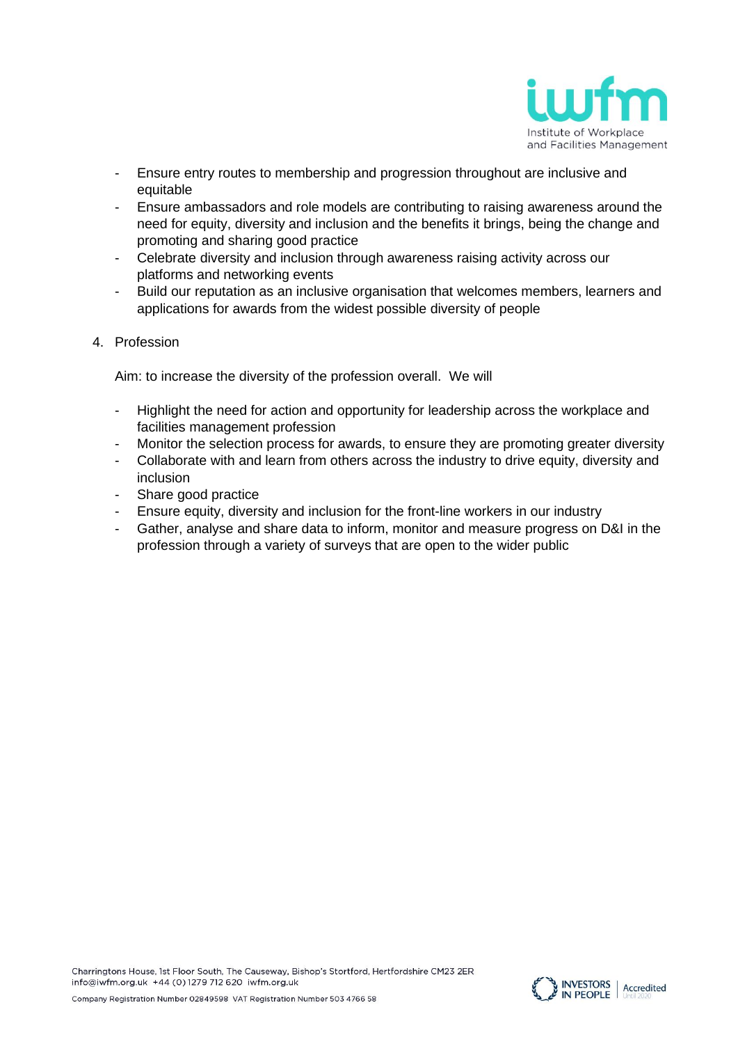- Ensure entry routes to membership and progression throughout are inclusive and equitable
- Ensure ambassadors and role models are contributing to raising awareness around the need for equity, diversity and inclusion and the benefits it brings, being the change and promoting and sharing good practice
- Celebrate diversity and inclusion through awareness raising activity across our platforms and networking events
- Build our reputation as an inclusive organisation that welcomes members, learners and applications for awards from the widest possible diversity of people

4. Profession

   Aim: to increase the diversity of the profession overall. We will

   - Highlight the need for action and opportunity for leadership across the workplace and facilities management profession
   - Monitor the selection process for awards, to ensure they are promoting greater diversity
   - Collaborate with and learn from others across the industry to drive equity, diversity and inclusion
   - Share good practice
   - Ensure equity, diversity and inclusion for the front-line workers in our industry
   - Gather, analyse and share data to inform, monitor and measure progress on D&I in the profession through a variety of surveys that are open to the wider public